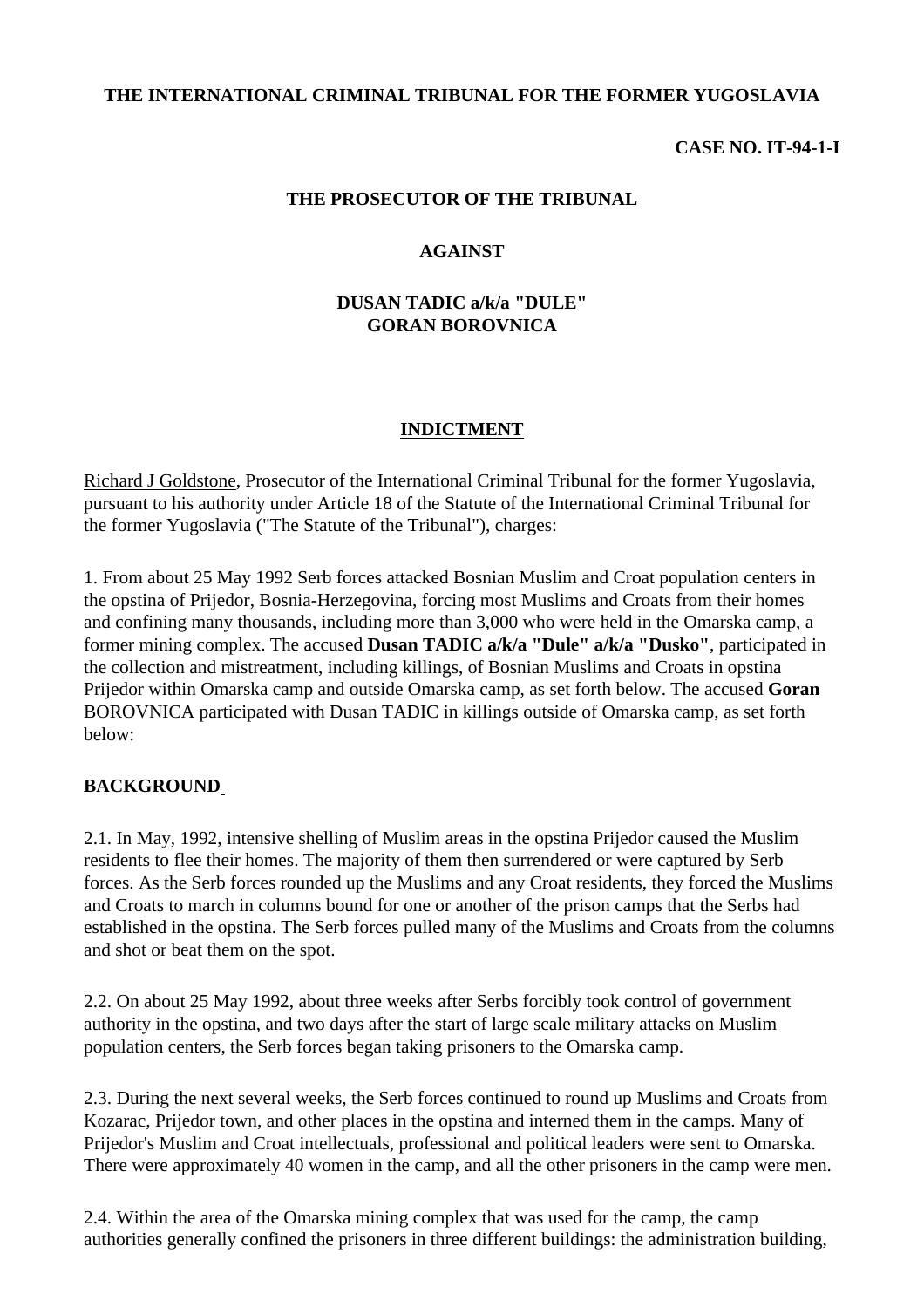**THE INTERNATIONAL CRIMINAL TRIBUNAL FOR THE FORMER YUGOSLAVIA**

**CASE NO. IT-94-1-I**

**THE PROSECUTOR OF THE TRIBUNAL**

**AGAINST**

**DUSAN TADIC a/k/a "DULE"**
**GORAN BOROVNICA**

# INDICTMENT

Richard J Goldstone, Prosecutor of the International Criminal Tribunal for the former Yugoslavia, pursuant to his authority under Article 18 of the Statute of the International Criminal Tribunal for the former Yugoslavia ("The Statute of the Tribunal"), charges:

1. From about 25 May 1992 Serb forces attacked Bosnian Muslim and Croat population centers in the opstina of Prijedor, Bosnia-Herzegovina, forcing most Muslims and Croats from their homes and confining many thousands, including more than 3,000 who were held in the Omarska camp, a former mining complex. The accused **Dusan TADIC a/k/a "Dule" a/k/a "Dusko"**, participated in the collection and mistreatment, including killings, of Bosnian Muslims and Croats in opstina Prijedor within Omarska camp and outside Omarska camp, as set forth below. The accused **Goran** BOROVNICA participated with Dusan TADIC in killings outside of Omarska camp, as set forth below:

## BACKGROUND

2.1. In May, 1992, intensive shelling of Muslim areas in the opstina Prijedor caused the Muslim residents to flee their homes. The majority of them then surrendered or were captured by Serb forces. As the Serb forces rounded up the Muslims and any Croat residents, they forced the Muslims and Croats to march in columns bound for one or another of the prison camps that the Serbs had established in the opstina. The Serb forces pulled many of the Muslims and Croats from the columns and shot or beat them on the spot.

2.2. On about 25 May 1992, about three weeks after Serbs forcibly took control of government authority in the opstina, and two days after the start of large scale military attacks on Muslim population centers, the Serb forces began taking prisoners to the Omarska camp.

2.3. During the next several weeks, the Serb forces continued to round up Muslims and Croats from Kozarac, Prijedor town, and other places in the opstina and interned them in the camps. Many of Prijedor's Muslim and Croat intellectuals, professional and political leaders were sent to Omarska. There were approximately 40 women in the camp, and all the other prisoners in the camp were men.

2.4. Within the area of the Omarska mining complex that was used for the camp, the camp authorities generally confined the prisoners in three different buildings: the administration building,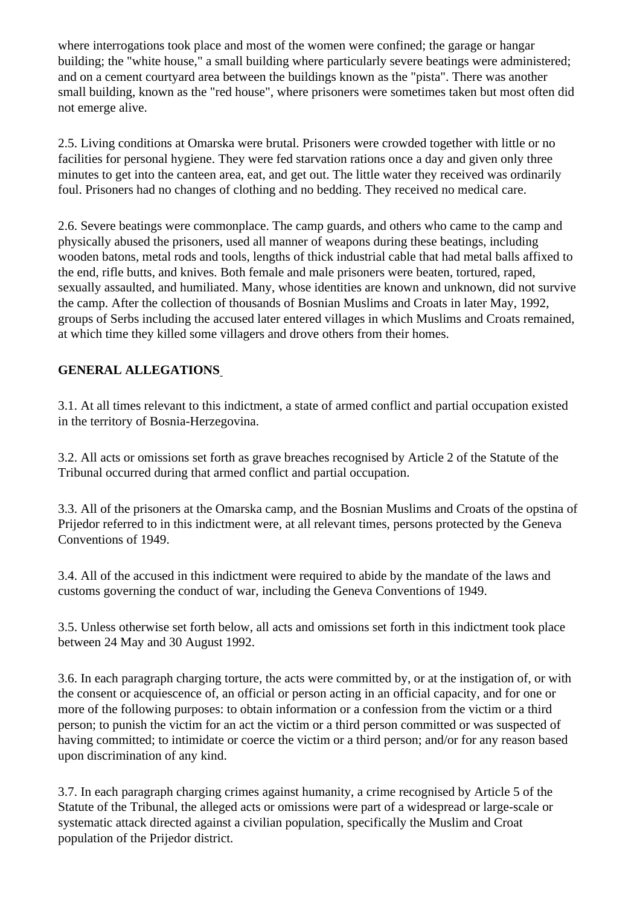where interrogations took place and most of the women were confined; the garage or hangar building; the "white house," a small building where particularly severe beatings were administered; and on a cement courtyard area between the buildings known as the "pista". There was another small building, known as the "red house", where prisoners were sometimes taken but most often did not emerge alive.

2.5. Living conditions at Omarska were brutal. Prisoners were crowded together with little or no facilities for personal hygiene. They were fed starvation rations once a day and given only three minutes to get into the canteen area, eat, and get out. The little water they received was ordinarily foul. Prisoners had no changes of clothing and no bedding. They received no medical care.

2.6. Severe beatings were commonplace. The camp guards, and others who came to the camp and physically abused the prisoners, used all manner of weapons during these beatings, including wooden batons, metal rods and tools, lengths of thick industrial cable that had metal balls affixed to the end, rifle butts, and knives. Both female and male prisoners were beaten, tortured, raped, sexually assaulted, and humiliated. Many, whose identities are known and unknown, did not survive the camp. After the collection of thousands of Bosnian Muslims and Croats in later May, 1992, groups of Serbs including the accused later entered villages in which Muslims and Croats remained, at which time they killed some villagers and drove others from their homes.

**GENERAL ALLEGATIONS**

3.1. At all times relevant to this indictment, a state of armed conflict and partial occupation existed in the territory of Bosnia-Herzegovina.

3.2. All acts or omissions set forth as grave breaches recognised by Article 2 of the Statute of the Tribunal occurred during that armed conflict and partial occupation.

3.3. All of the prisoners at the Omarska camp, and the Bosnian Muslims and Croats of the opstina of Prijedor referred to in this indictment were, at all relevant times, persons protected by the Geneva Conventions of 1949.

3.4. All of the accused in this indictment were required to abide by the mandate of the laws and customs governing the conduct of war, including the Geneva Conventions of 1949.

3.5. Unless otherwise set forth below, all acts and omissions set forth in this indictment took place between 24 May and 30 August 1992.

3.6. In each paragraph charging torture, the acts were committed by, or at the instigation of, or with the consent or acquiescence of, an official or person acting in an official capacity, and for one or more of the following purposes: to obtain information or a confession from the victim or a third person; to punish the victim for an act the victim or a third person committed or was suspected of having committed; to intimidate or coerce the victim or a third person; and/or for any reason based upon discrimination of any kind.

3.7. In each paragraph charging crimes against humanity, a crime recognised by Article 5 of the Statute of the Tribunal, the alleged acts or omissions were part of a widespread or large-scale or systematic attack directed against a civilian population, specifically the Muslim and Croat population of the Prijedor district.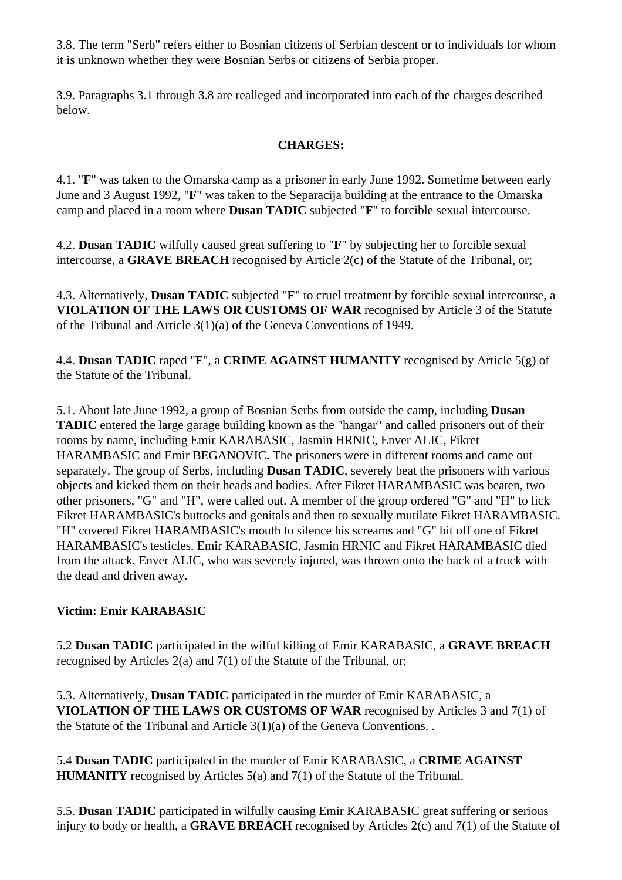3.8. The term "Serb" refers either to Bosnian citizens of Serbian descent or to individuals for whom it is unknown whether they were Bosnian Serbs or citizens of Serbia proper.

3.9. Paragraphs 3.1 through 3.8 are realleged and incorporated into each of the charges described below.

## CHARGES:

4.1. "**F**" was taken to the Omarska camp as a prisoner in early June 1992. Sometime between early June and 3 August 1992, "**F**" was taken to the Separacija building at the entrance to the Omarska camp and placed in a room where **Dusan TADIC** subjected "**F**" to forcible sexual intercourse.

4.2. **Dusan TADIC** wilfully caused great suffering to "**F**" by subjecting her to forcible sexual intercourse, a **GRAVE BREACH** recognised by Article 2(c) of the Statute of the Tribunal, or;

4.3. Alternatively, **Dusan TADIC** subjected "**F**" to cruel treatment by forcible sexual intercourse, a **VIOLATION OF THE LAWS OR CUSTOMS OF WAR** recognised by Article 3 of the Statute of the Tribunal and Article 3(1)(a) of the Geneva Conventions of 1949.

4.4. **Dusan TADIC** raped "**F**", a **CRIME AGAINST HUMANITY** recognised by Article 5(g) of the Statute of the Tribunal.

5.1. About late June 1992, a group of Bosnian Serbs from outside the camp, including **Dusan TADIC** entered the large garage building known as the "hangar" and called prisoners out of their rooms by name, including Emir KARABASIC, Jasmin HRNIC, Enver ALIC, Fikret HARAMBASIC and Emir BEGANOVIC**.** The prisoners were in different rooms and came out separately. The group of Serbs, including **Dusan TADIC**, severely beat the prisoners with various objects and kicked them on their heads and bodies. After Fikret HARAMBASIC was beaten, two other prisoners, "G" and "H", were called out. A member of the group ordered "G" and "H" to lick Fikret HARAMBASIC's buttocks and genitals and then to sexually mutilate Fikret HARAMBASIC. "H" covered Fikret HARAMBASIC's mouth to silence his screams and "G" bit off one of Fikret HARAMBASIC's testicles. Emir KARABASIC, Jasmin HRNIC and Fikret HARAMBASIC died from the attack. Enver ALIC, who was severely injured, was thrown onto the back of a truck with the dead and driven away.

**Victim: Emir KARABASIC**

5.2 **Dusan TADIC** participated in the wilful killing of Emir KARABASIC, a **GRAVE BREACH** recognised by Articles 2(a) and 7(1) of the Statute of the Tribunal, or;

5.3. Alternatively, **Dusan TADIC** participated in the murder of Emir KARABASIC, a **VIOLATION OF THE LAWS OR CUSTOMS OF WAR** recognised by Articles 3 and 7(1) of the Statute of the Tribunal and Article 3(1)(a) of the Geneva Conventions. .

5.4 **Dusan TADIC** participated in the murder of Emir KARABASIC, a **CRIME AGAINST HUMANITY** recognised by Articles 5(a) and 7(1) of the Statute of the Tribunal.

5.5. **Dusan TADIC** participated in wilfully causing Emir KARABASIC great suffering or serious injury to body or health, a **GRAVE BREACH** recognised by Articles 2(c) and 7(1) of the Statute of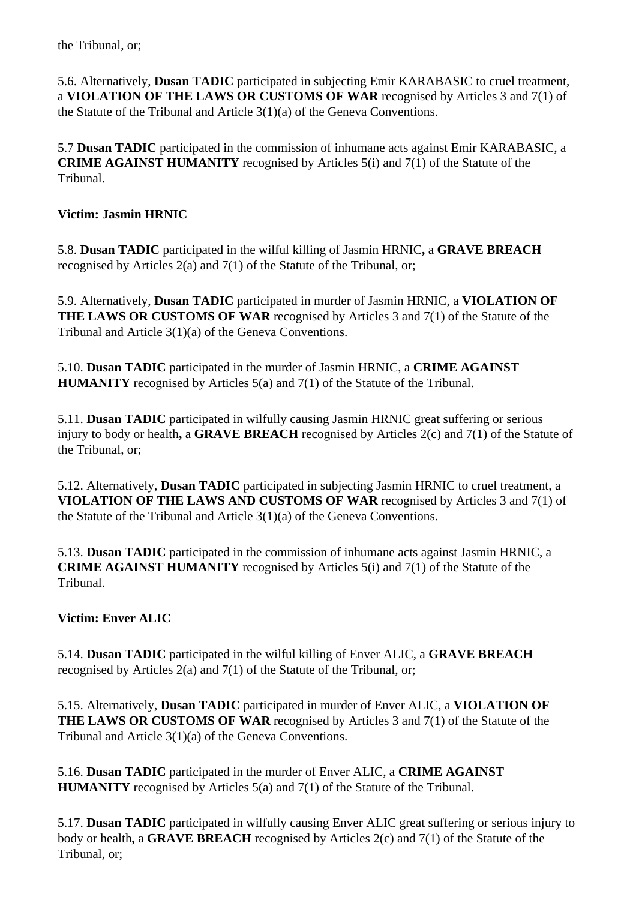the Tribunal, or;

5.6. Alternatively, **Dusan TADIC** participated in subjecting Emir KARABASIC to cruel treatment, a **VIOLATION OF THE LAWS OR CUSTOMS OF WAR** recognised by Articles 3 and 7(1) of the Statute of the Tribunal and Article 3(1)(a) of the Geneva Conventions.

5.7 **Dusan TADIC** participated in the commission of inhumane acts against Emir KARABASIC, a **CRIME AGAINST HUMANITY** recognised by Articles 5(i) and 7(1) of the Statute of the Tribunal.

**Victim: Jasmin HRNIC**

5.8. **Dusan TADIC** participated in the wilful killing of Jasmin HRNIC**,** a **GRAVE BREACH** recognised by Articles 2(a) and 7(1) of the Statute of the Tribunal, or;

5.9. Alternatively, **Dusan TADIC** participated in murder of Jasmin HRNIC, a **VIOLATION OF THE LAWS OR CUSTOMS OF WAR** recognised by Articles 3 and 7(1) of the Statute of the Tribunal and Article 3(1)(a) of the Geneva Conventions.

5.10. **Dusan TADIC** participated in the murder of Jasmin HRNIC, a **CRIME AGAINST HUMANITY** recognised by Articles 5(a) and 7(1) of the Statute of the Tribunal.

5.11. **Dusan TADIC** participated in wilfully causing Jasmin HRNIC great suffering or serious injury to body or health**,** a **GRAVE BREACH** recognised by Articles 2(c) and 7(1) of the Statute of the Tribunal, or;

5.12. Alternatively, **Dusan TADIC** participated in subjecting Jasmin HRNIC to cruel treatment, a **VIOLATION OF THE LAWS AND CUSTOMS OF WAR** recognised by Articles 3 and 7(1) of the Statute of the Tribunal and Article 3(1)(a) of the Geneva Conventions.

5.13. **Dusan TADIC** participated in the commission of inhumane acts against Jasmin HRNIC, a **CRIME AGAINST HUMANITY** recognised by Articles 5(i) and 7(1) of the Statute of the Tribunal.

**Victim: Enver ALIC**

5.14. **Dusan TADIC** participated in the wilful killing of Enver ALIC, a **GRAVE BREACH** recognised by Articles 2(a) and 7(1) of the Statute of the Tribunal, or;

5.15. Alternatively, **Dusan TADIC** participated in murder of Enver ALIC, a **VIOLATION OF THE LAWS OR CUSTOMS OF WAR** recognised by Articles 3 and 7(1) of the Statute of the Tribunal and Article 3(1)(a) of the Geneva Conventions.

5.16. **Dusan TADIC** participated in the murder of Enver ALIC, a **CRIME AGAINST HUMANITY** recognised by Articles 5(a) and 7(1) of the Statute of the Tribunal.

5.17. **Dusan TADIC** participated in wilfully causing Enver ALIC great suffering or serious injury to body or health**,** a **GRAVE BREACH** recognised by Articles 2(c) and 7(1) of the Statute of the Tribunal, or;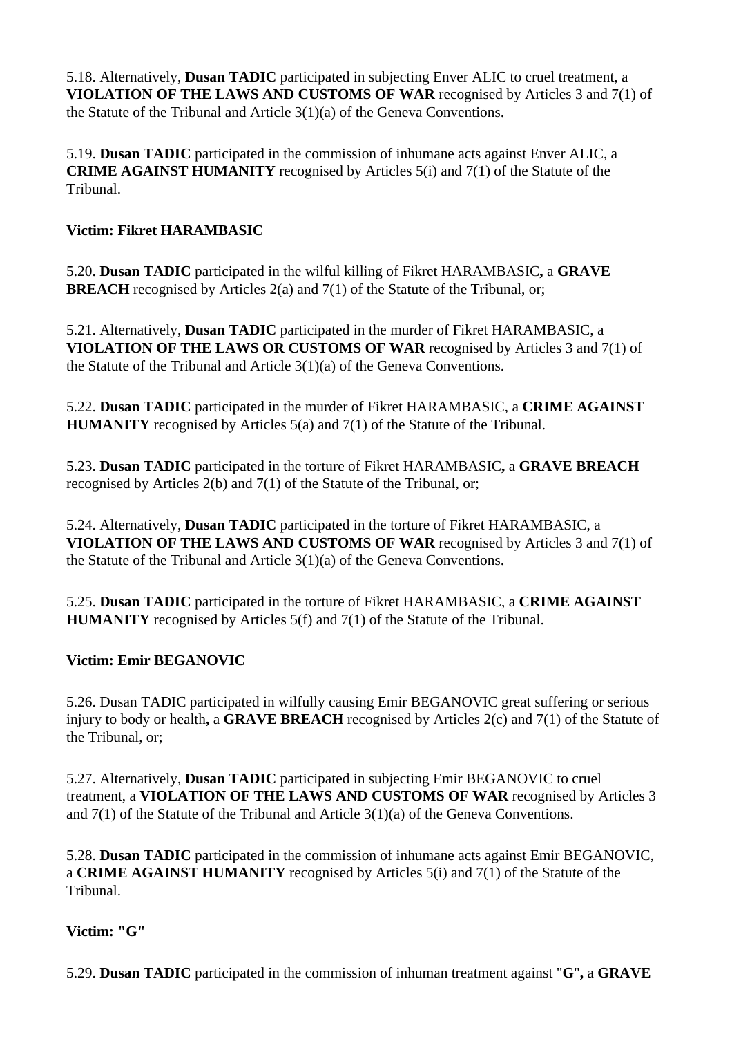5.18. Alternatively, **Dusan TADIC** participated in subjecting Enver ALIC to cruel treatment, a **VIOLATION OF THE LAWS AND CUSTOMS OF WAR** recognised by Articles 3 and 7(1) of the Statute of the Tribunal and Article 3(1)(a) of the Geneva Conventions.

5.19. **Dusan TADIC** participated in the commission of inhumane acts against Enver ALIC, a **CRIME AGAINST HUMANITY** recognised by Articles 5(i) and 7(1) of the Statute of the Tribunal.

**Victim: Fikret HARAMBASIC**

5.20. **Dusan TADIC** participated in the wilful killing of Fikret HARAMBASIC**,** a **GRAVE BREACH** recognised by Articles 2(a) and 7(1) of the Statute of the Tribunal, or;

5.21. Alternatively, **Dusan TADIC** participated in the murder of Fikret HARAMBASIC, a **VIOLATION OF THE LAWS OR CUSTOMS OF WAR** recognised by Articles 3 and 7(1) of the Statute of the Tribunal and Article 3(1)(a) of the Geneva Conventions.

5.22. **Dusan TADIC** participated in the murder of Fikret HARAMBASIC, a **CRIME AGAINST HUMANITY** recognised by Articles 5(a) and 7(1) of the Statute of the Tribunal.

5.23. **Dusan TADIC** participated in the torture of Fikret HARAMBASIC**,** a **GRAVE BREACH** recognised by Articles 2(b) and 7(1) of the Statute of the Tribunal, or;

5.24. Alternatively, **Dusan TADIC** participated in the torture of Fikret HARAMBASIC, a **VIOLATION OF THE LAWS AND CUSTOMS OF WAR** recognised by Articles 3 and 7(1) of the Statute of the Tribunal and Article 3(1)(a) of the Geneva Conventions.

5.25. **Dusan TADIC** participated in the torture of Fikret HARAMBASIC, a **CRIME AGAINST HUMANITY** recognised by Articles 5(f) and 7(1) of the Statute of the Tribunal.

**Victim: Emir BEGANOVIC**

5.26. Dusan TADIC participated in wilfully causing Emir BEGANOVIC great suffering or serious injury to body or health**,** a **GRAVE BREACH** recognised by Articles 2(c) and 7(1) of the Statute of the Tribunal, or;

5.27. Alternatively, **Dusan TADIC** participated in subjecting Emir BEGANOVIC to cruel treatment, a **VIOLATION OF THE LAWS AND CUSTOMS OF WAR** recognised by Articles 3 and 7(1) of the Statute of the Tribunal and Article 3(1)(a) of the Geneva Conventions.

5.28. **Dusan TADIC** participated in the commission of inhumane acts against Emir BEGANOVIC, a **CRIME AGAINST HUMANITY** recognised by Articles 5(i) and 7(1) of the Statute of the Tribunal.

**Victim: "G"**

5.29. **Dusan TADIC** participated in the commission of inhuman treatment against "**G**"**,** a **GRAVE**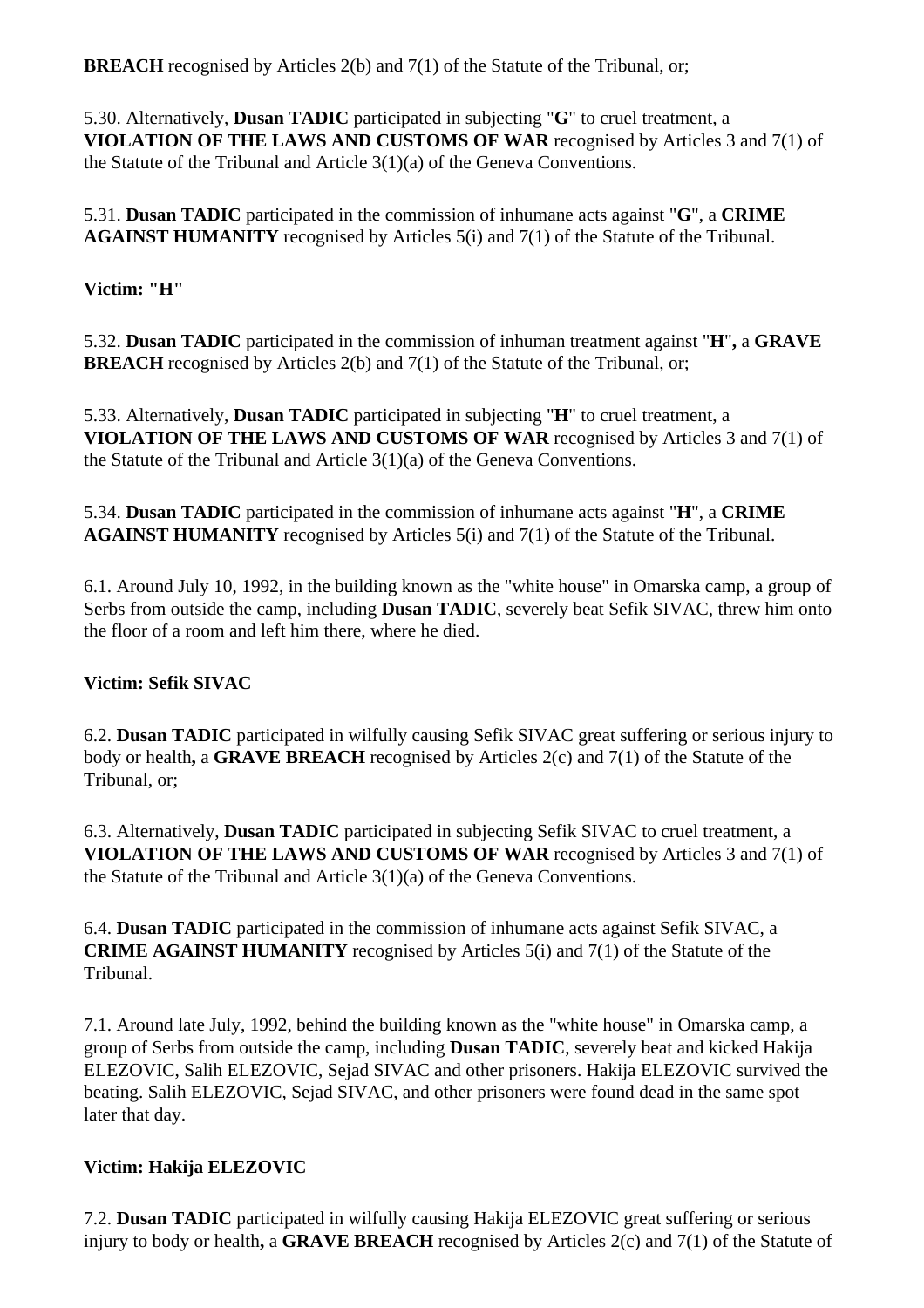**BREACH** recognised by Articles 2(b) and 7(1) of the Statute of the Tribunal, or;

5.30. Alternatively, **Dusan TADIC** participated in subjecting "**G**" to cruel treatment, a **VIOLATION OF THE LAWS AND CUSTOMS OF WAR** recognised by Articles 3 and 7(1) of the Statute of the Tribunal and Article 3(1)(a) of the Geneva Conventions.

5.31. **Dusan TADIC** participated in the commission of inhumane acts against "**G**", a **CRIME AGAINST HUMANITY** recognised by Articles 5(i) and 7(1) of the Statute of the Tribunal.

**Victim: "H"**

5.32. **Dusan TADIC** participated in the commission of inhuman treatment against "**H**"**,** a **GRAVE BREACH** recognised by Articles 2(b) and 7(1) of the Statute of the Tribunal, or;

5.33. Alternatively, **Dusan TADIC** participated in subjecting "**H**" to cruel treatment, a **VIOLATION OF THE LAWS AND CUSTOMS OF WAR** recognised by Articles 3 and 7(1) of the Statute of the Tribunal and Article 3(1)(a) of the Geneva Conventions.

5.34. **Dusan TADIC** participated in the commission of inhumane acts against "**H**", a **CRIME AGAINST HUMANITY** recognised by Articles 5(i) and 7(1) of the Statute of the Tribunal.

6.1. Around July 10, 1992, in the building known as the "white house" in Omarska camp, a group of Serbs from outside the camp, including **Dusan TADIC**, severely beat Sefik SIVAC, threw him onto the floor of a room and left him there, where he died.

**Victim: Sefik SIVAC**

6.2. **Dusan TADIC** participated in wilfully causing Sefik SIVAC great suffering or serious injury to body or health**,** a **GRAVE BREACH** recognised by Articles 2(c) and 7(1) of the Statute of the Tribunal, or;

6.3. Alternatively, **Dusan TADIC** participated in subjecting Sefik SIVAC to cruel treatment, a **VIOLATION OF THE LAWS AND CUSTOMS OF WAR** recognised by Articles 3 and 7(1) of the Statute of the Tribunal and Article 3(1)(a) of the Geneva Conventions.

6.4. **Dusan TADIC** participated in the commission of inhumane acts against Sefik SIVAC, a **CRIME AGAINST HUMANITY** recognised by Articles 5(i) and 7(1) of the Statute of the Tribunal.

7.1. Around late July, 1992, behind the building known as the "white house" in Omarska camp, a group of Serbs from outside the camp, including **Dusan TADIC**, severely beat and kicked Hakija ELEZOVIC, Salih ELEZOVIC, Sejad SIVAC and other prisoners. Hakija ELEZOVIC survived the beating. Salih ELEZOVIC, Sejad SIVAC, and other prisoners were found dead in the same spot later that day.

**Victim: Hakija ELEZOVIC**

7.2. **Dusan TADIC** participated in wilfully causing Hakija ELEZOVIC great suffering or serious injury to body or health**,** a **GRAVE BREACH** recognised by Articles 2(c) and 7(1) of the Statute of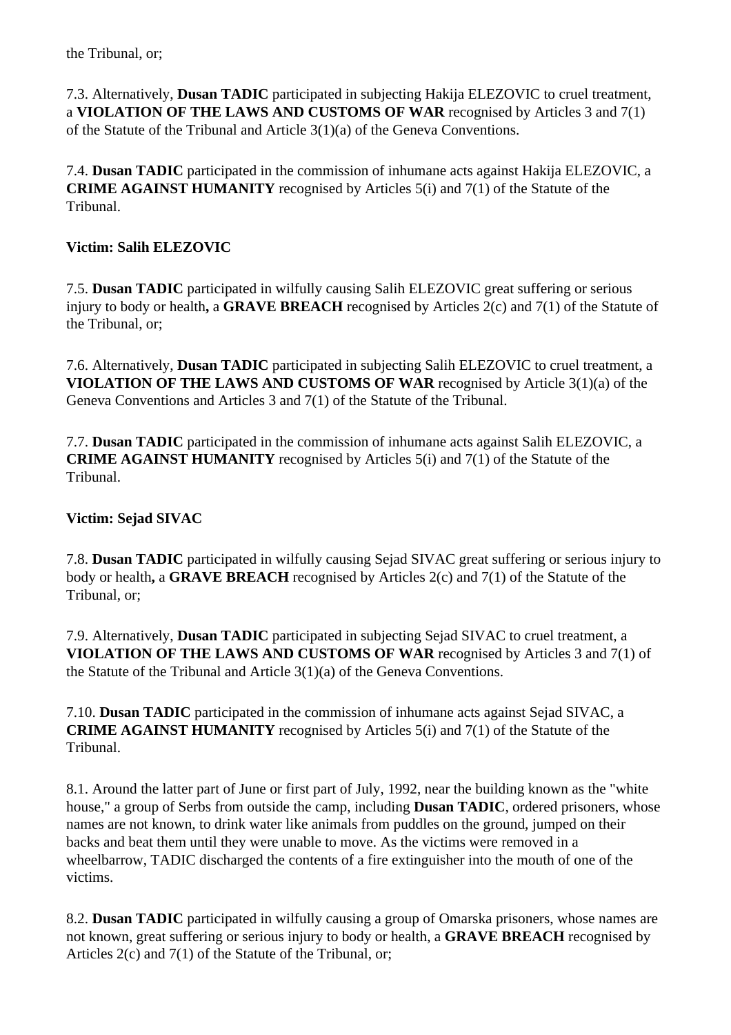the Tribunal, or;

7.3. Alternatively, **Dusan TADIC** participated in subjecting Hakija ELEZOVIC to cruel treatment, a **VIOLATION OF THE LAWS AND CUSTOMS OF WAR** recognised by Articles 3 and 7(1) of the Statute of the Tribunal and Article 3(1)(a) of the Geneva Conventions.

7.4. **Dusan TADIC** participated in the commission of inhumane acts against Hakija ELEZOVIC, a **CRIME AGAINST HUMANITY** recognised by Articles 5(i) and 7(1) of the Statute of the Tribunal.

**Victim: Salih ELEZOVIC**

7.5. **Dusan TADIC** participated in wilfully causing Salih ELEZOVIC great suffering or serious injury to body or health**,** a **GRAVE BREACH** recognised by Articles 2(c) and 7(1) of the Statute of the Tribunal, or;

7.6. Alternatively, **Dusan TADIC** participated in subjecting Salih ELEZOVIC to cruel treatment, a **VIOLATION OF THE LAWS AND CUSTOMS OF WAR** recognised by Article 3(1)(a) of the Geneva Conventions and Articles 3 and 7(1) of the Statute of the Tribunal.

7.7. **Dusan TADIC** participated in the commission of inhumane acts against Salih ELEZOVIC, a **CRIME AGAINST HUMANITY** recognised by Articles 5(i) and 7(1) of the Statute of the Tribunal.

**Victim: Sejad SIVAC**

7.8. **Dusan TADIC** participated in wilfully causing Sejad SIVAC great suffering or serious injury to body or health**,** a **GRAVE BREACH** recognised by Articles 2(c) and 7(1) of the Statute of the Tribunal, or;

7.9. Alternatively, **Dusan TADIC** participated in subjecting Sejad SIVAC to cruel treatment, a **VIOLATION OF THE LAWS AND CUSTOMS OF WAR** recognised by Articles 3 and 7(1) of the Statute of the Tribunal and Article 3(1)(a) of the Geneva Conventions.

7.10. **Dusan TADIC** participated in the commission of inhumane acts against Sejad SIVAC, a **CRIME AGAINST HUMANITY** recognised by Articles 5(i) and 7(1) of the Statute of the Tribunal.

8.1. Around the latter part of June or first part of July, 1992, near the building known as the "white house," a group of Serbs from outside the camp, including **Dusan TADIC**, ordered prisoners, whose names are not known, to drink water like animals from puddles on the ground, jumped on their backs and beat them until they were unable to move. As the victims were removed in a wheelbarrow, TADIC discharged the contents of a fire extinguisher into the mouth of one of the victims.

8.2. **Dusan TADIC** participated in wilfully causing a group of Omarska prisoners, whose names are not known, great suffering or serious injury to body or health, a **GRAVE BREACH** recognised by Articles 2(c) and 7(1) of the Statute of the Tribunal, or;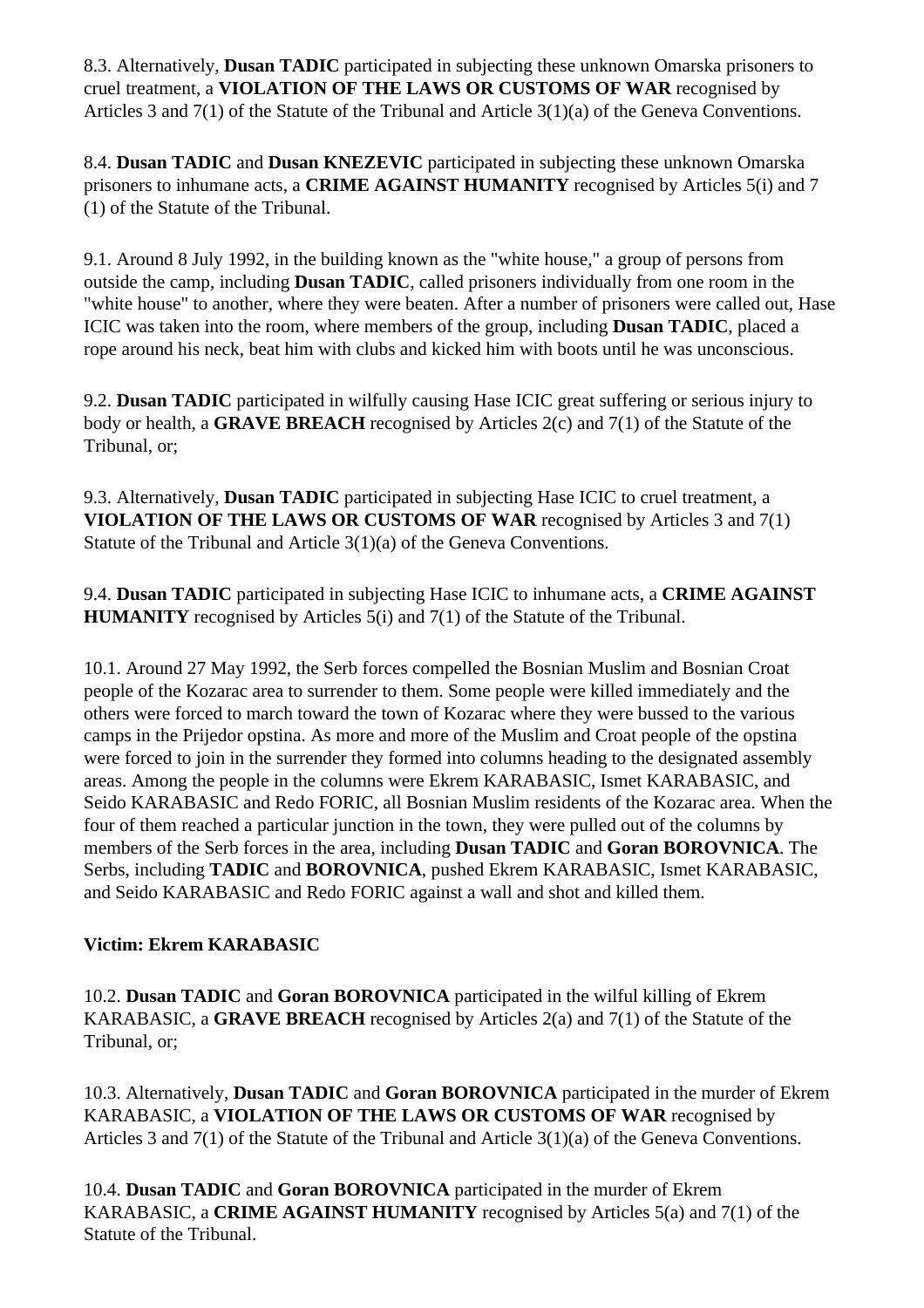8.3. Alternatively, **Dusan TADIC** participated in subjecting these unknown Omarska prisoners to cruel treatment, a **VIOLATION OF THE LAWS OR CUSTOMS OF WAR** recognised by Articles 3 and 7(1) of the Statute of the Tribunal and Article 3(1)(a) of the Geneva Conventions.

8.4. **Dusan TADIC** and **Dusan KNEZEVIC** participated in subjecting these unknown Omarska prisoners to inhumane acts, a **CRIME AGAINST HUMANITY** recognised by Articles 5(i) and 7 (1) of the Statute of the Tribunal.

9.1. Around 8 July 1992, in the building known as the "white house," a group of persons from outside the camp, including **Dusan TADIC**, called prisoners individually from one room in the "white house" to another, where they were beaten. After a number of prisoners were called out, Hase ICIC was taken into the room, where members of the group, including **Dusan TADIC**, placed a rope around his neck, beat him with clubs and kicked him with boots until he was unconscious.

9.2. **Dusan TADIC** participated in wilfully causing Hase ICIC great suffering or serious injury to body or health, a **GRAVE BREACH** recognised by Articles 2(c) and 7(1) of the Statute of the Tribunal, or;

9.3. Alternatively, **Dusan TADIC** participated in subjecting Hase ICIC to cruel treatment, a **VIOLATION OF THE LAWS OR CUSTOMS OF WAR** recognised by Articles 3 and 7(1) Statute of the Tribunal and Article 3(1)(a) of the Geneva Conventions.

9.4. **Dusan TADIC** participated in subjecting Hase ICIC to inhumane acts, a **CRIME AGAINST HUMANITY** recognised by Articles 5(i) and 7(1) of the Statute of the Tribunal.

10.1. Around 27 May 1992, the Serb forces compelled the Bosnian Muslim and Bosnian Croat people of the Kozarac area to surrender to them. Some people were killed immediately and the others were forced to march toward the town of Kozarac where they were bussed to the various camps in the Prijedor opstina. As more and more of the Muslim and Croat people of the opstina were forced to join in the surrender they formed into columns heading to the designated assembly areas. Among the people in the columns were Ekrem KARABASIC, Ismet KARABASIC, and Seido KARABASIC and Redo FORIC, all Bosnian Muslim residents of the Kozarac area. When the four of them reached a particular junction in the town, they were pulled out of the columns by members of the Serb forces in the area, including **Dusan TADIC** and **Goran BOROVNICA**. The Serbs, including **TADIC** and **BOROVNICA**, pushed Ekrem KARABASIC, Ismet KARABASIC, and Seido KARABASIC and Redo FORIC against a wall and shot and killed them.

**Victim: Ekrem KARABASIC**

10.2. **Dusan TADIC** and **Goran BOROVNICA** participated in the wilful killing of Ekrem KARABASIC, a **GRAVE BREACH** recognised by Articles 2(a) and 7(1) of the Statute of the Tribunal, or;

10.3. Alternatively, **Dusan TADIC** and **Goran BOROVNICA** participated in the murder of Ekrem KARABASIC, a **VIOLATION OF THE LAWS OR CUSTOMS OF WAR** recognised by Articles 3 and 7(1) of the Statute of the Tribunal and Article 3(1)(a) of the Geneva Conventions.

10.4. **Dusan TADIC** and **Goran BOROVNICA** participated in the murder of Ekrem KARABASIC, a **CRIME AGAINST HUMANITY** recognised by Articles 5(a) and 7(1) of the Statute of the Tribunal.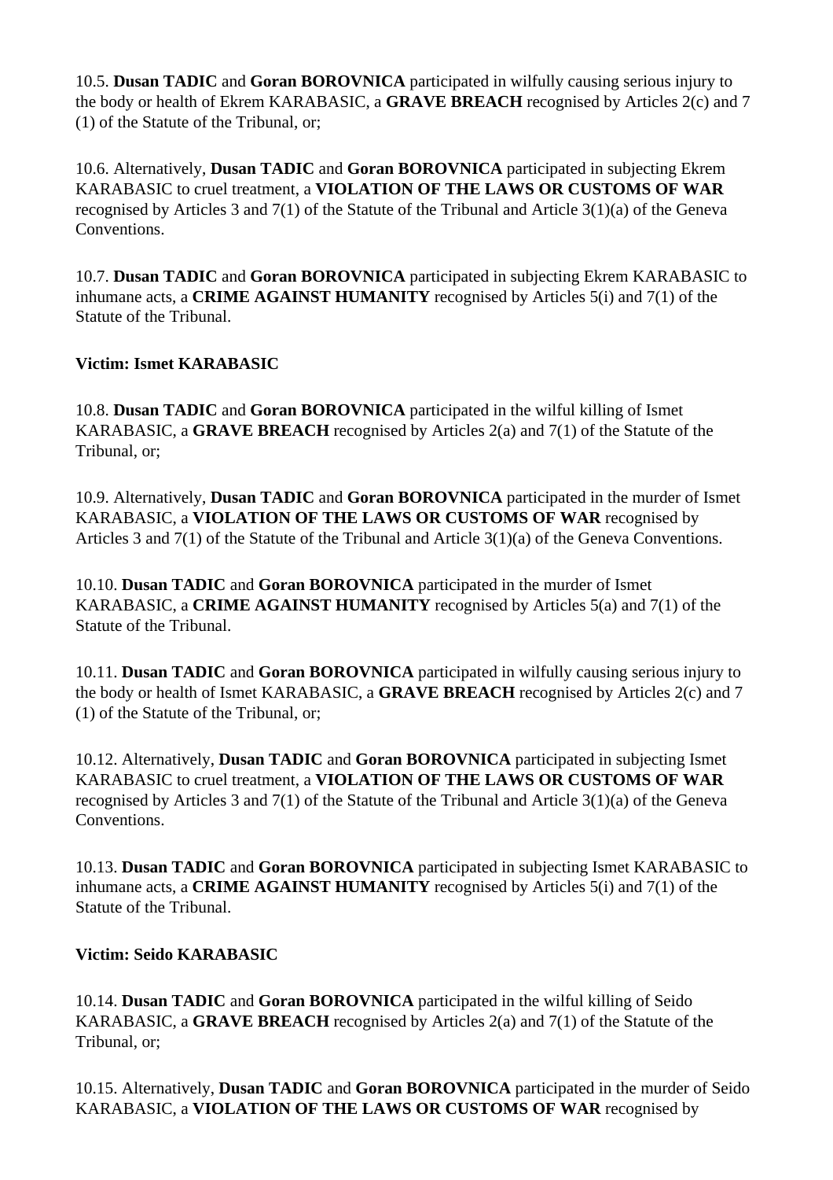10.5. **Dusan TADIC** and **Goran BOROVNICA** participated in wilfully causing serious injury to the body or health of Ekrem KARABASIC, a **GRAVE BREACH** recognised by Articles 2(c) and 7 (1) of the Statute of the Tribunal, or;

10.6. Alternatively, **Dusan TADIC** and **Goran BOROVNICA** participated in subjecting Ekrem KARABASIC to cruel treatment, a **VIOLATION OF THE LAWS OR CUSTOMS OF WAR** recognised by Articles 3 and 7(1) of the Statute of the Tribunal and Article 3(1)(a) of the Geneva Conventions.

10.7. **Dusan TADIC** and **Goran BOROVNICA** participated in subjecting Ekrem KARABASIC to inhumane acts, a **CRIME AGAINST HUMANITY** recognised by Articles 5(i) and 7(1) of the Statute of the Tribunal.

**Victim: Ismet KARABASIC**

10.8. **Dusan TADIC** and **Goran BOROVNICA** participated in the wilful killing of Ismet KARABASIC, a **GRAVE BREACH** recognised by Articles 2(a) and 7(1) of the Statute of the Tribunal, or;

10.9. Alternatively, **Dusan TADIC** and **Goran BOROVNICA** participated in the murder of Ismet KARABASIC, a **VIOLATION OF THE LAWS OR CUSTOMS OF WAR** recognised by Articles 3 and 7(1) of the Statute of the Tribunal and Article 3(1)(a) of the Geneva Conventions.

10.10. **Dusan TADIC** and **Goran BOROVNICA** participated in the murder of Ismet KARABASIC, a **CRIME AGAINST HUMANITY** recognised by Articles 5(a) and 7(1) of the Statute of the Tribunal.

10.11. **Dusan TADIC** and **Goran BOROVNICA** participated in wilfully causing serious injury to the body or health of Ismet KARABASIC, a **GRAVE BREACH** recognised by Articles 2(c) and 7 (1) of the Statute of the Tribunal, or;

10.12. Alternatively, **Dusan TADIC** and **Goran BOROVNICA** participated in subjecting Ismet KARABASIC to cruel treatment, a **VIOLATION OF THE LAWS OR CUSTOMS OF WAR** recognised by Articles 3 and 7(1) of the Statute of the Tribunal and Article 3(1)(a) of the Geneva Conventions.

10.13. **Dusan TADIC** and **Goran BOROVNICA** participated in subjecting Ismet KARABASIC to inhumane acts, a **CRIME AGAINST HUMANITY** recognised by Articles 5(i) and 7(1) of the Statute of the Tribunal.

**Victim: Seido KARABASIC**

10.14. **Dusan TADIC** and **Goran BOROVNICA** participated in the wilful killing of Seido KARABASIC, a **GRAVE BREACH** recognised by Articles 2(a) and 7(1) of the Statute of the Tribunal, or;

10.15. Alternatively, **Dusan TADIC** and **Goran BOROVNICA** participated in the murder of Seido KARABASIC, a **VIOLATION OF THE LAWS OR CUSTOMS OF WAR** recognised by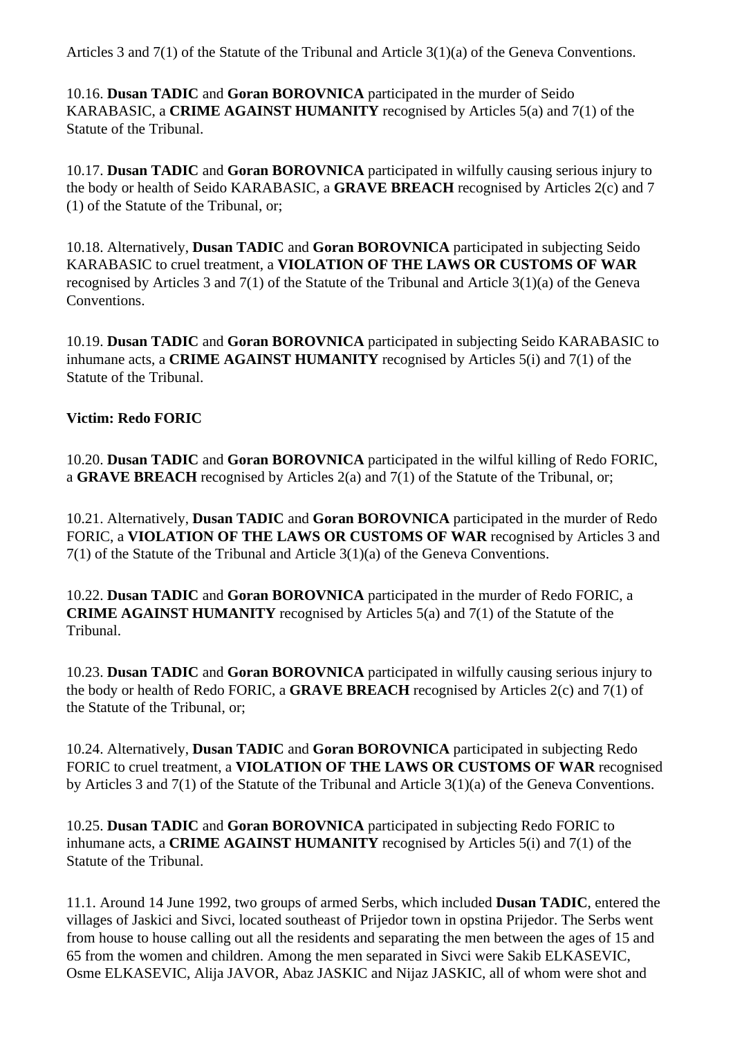Articles 3 and 7(1) of the Statute of the Tribunal and Article 3(1)(a) of the Geneva Conventions.

10.16. **Dusan TADIC** and **Goran BOROVNICA** participated in the murder of Seido KARABASIC, a **CRIME AGAINST HUMANITY** recognised by Articles 5(a) and 7(1) of the Statute of the Tribunal.

10.17. **Dusan TADIC** and **Goran BOROVNICA** participated in wilfully causing serious injury to the body or health of Seido KARABASIC, a **GRAVE BREACH** recognised by Articles 2(c) and 7 (1) of the Statute of the Tribunal, or;

10.18. Alternatively, **Dusan TADIC** and **Goran BOROVNICA** participated in subjecting Seido KARABASIC to cruel treatment, a **VIOLATION OF THE LAWS OR CUSTOMS OF WAR** recognised by Articles 3 and 7(1) of the Statute of the Tribunal and Article 3(1)(a) of the Geneva Conventions.

10.19. **Dusan TADIC** and **Goran BOROVNICA** participated in subjecting Seido KARABASIC to inhumane acts, a **CRIME AGAINST HUMANITY** recognised by Articles 5(i) and 7(1) of the Statute of the Tribunal.

**Victim: Redo FORIC**

10.20. **Dusan TADIC** and **Goran BOROVNICA** participated in the wilful killing of Redo FORIC, a **GRAVE BREACH** recognised by Articles 2(a) and 7(1) of the Statute of the Tribunal, or;

10.21. Alternatively, **Dusan TADIC** and **Goran BOROVNICA** participated in the murder of Redo FORIC, a **VIOLATION OF THE LAWS OR CUSTOMS OF WAR** recognised by Articles 3 and 7(1) of the Statute of the Tribunal and Article 3(1)(a) of the Geneva Conventions.

10.22. **Dusan TADIC** and **Goran BOROVNICA** participated in the murder of Redo FORIC, a **CRIME AGAINST HUMANITY** recognised by Articles 5(a) and 7(1) of the Statute of the Tribunal.

10.23. **Dusan TADIC** and **Goran BOROVNICA** participated in wilfully causing serious injury to the body or health of Redo FORIC, a **GRAVE BREACH** recognised by Articles 2(c) and 7(1) of the Statute of the Tribunal, or;

10.24. Alternatively, **Dusan TADIC** and **Goran BOROVNICA** participated in subjecting Redo FORIC to cruel treatment, a **VIOLATION OF THE LAWS OR CUSTOMS OF WAR** recognised by Articles 3 and 7(1) of the Statute of the Tribunal and Article 3(1)(a) of the Geneva Conventions.

10.25. **Dusan TADIC** and **Goran BOROVNICA** participated in subjecting Redo FORIC to inhumane acts, a **CRIME AGAINST HUMANITY** recognised by Articles 5(i) and 7(1) of the Statute of the Tribunal.

11.1. Around 14 June 1992, two groups of armed Serbs, which included **Dusan TADIC**, entered the villages of Jaskici and Sivci, located southeast of Prijedor town in opstina Prijedor. The Serbs went from house to house calling out all the residents and separating the men between the ages of 15 and 65 from the women and children. Among the men separated in Sivci were Sakib ELKASEVIC, Osme ELKASEVIC, Alija JAVOR, Abaz JASKIC and Nijaz JASKIC, all of whom were shot and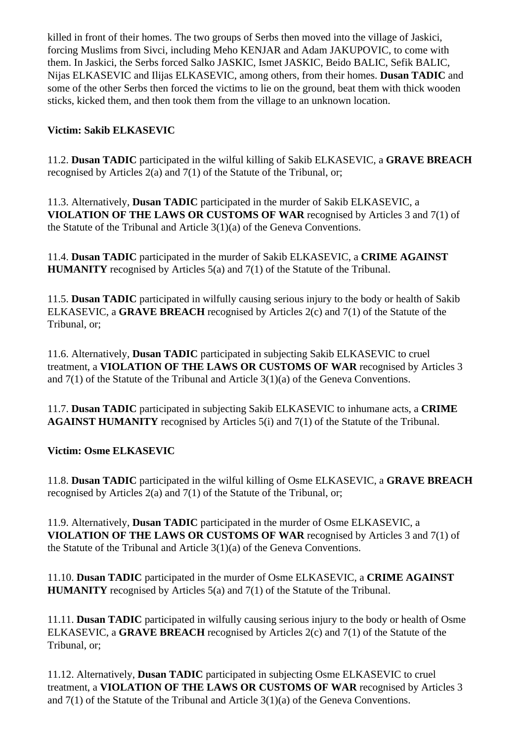killed in front of their homes. The two groups of Serbs then moved into the village of Jaskici, forcing Muslims from Sivci, including Meho KENJAR and Adam JAKUPOVIC, to come with them. In Jaskici, the Serbs forced Salko JASKIC, Ismet JASKIC, Beido BALIC, Sefik BALIC, Nijas ELKASEVIC and Ilijas ELKASEVIC, among others, from their homes. **Dusan TADIC** and some of the other Serbs then forced the victims to lie on the ground, beat them with thick wooden sticks, kicked them, and then took them from the village to an unknown location.

**Victim: Sakib ELKASEVIC**

11.2. **Dusan TADIC** participated in the wilful killing of Sakib ELKASEVIC, a **GRAVE BREACH** recognised by Articles 2(a) and 7(1) of the Statute of the Tribunal, or;

11.3. Alternatively, **Dusan TADIC** participated in the murder of Sakib ELKASEVIC, a **VIOLATION OF THE LAWS OR CUSTOMS OF WAR** recognised by Articles 3 and 7(1) of the Statute of the Tribunal and Article 3(1)(a) of the Geneva Conventions.

11.4. **Dusan TADIC** participated in the murder of Sakib ELKASEVIC, a **CRIME AGAINST HUMANITY** recognised by Articles 5(a) and 7(1) of the Statute of the Tribunal.

11.5. **Dusan TADIC** participated in wilfully causing serious injury to the body or health of Sakib ELKASEVIC, a **GRAVE BREACH** recognised by Articles 2(c) and 7(1) of the Statute of the Tribunal, or;

11.6. Alternatively, **Dusan TADIC** participated in subjecting Sakib ELKASEVIC to cruel treatment, a **VIOLATION OF THE LAWS OR CUSTOMS OF WAR** recognised by Articles 3 and 7(1) of the Statute of the Tribunal and Article 3(1)(a) of the Geneva Conventions.

11.7. **Dusan TADIC** participated in subjecting Sakib ELKASEVIC to inhumane acts, a **CRIME AGAINST HUMANITY** recognised by Articles 5(i) and 7(1) of the Statute of the Tribunal.

**Victim: Osme ELKASEVIC**

11.8. **Dusan TADIC** participated in the wilful killing of Osme ELKASEVIC, a **GRAVE BREACH** recognised by Articles 2(a) and 7(1) of the Statute of the Tribunal, or;

11.9. Alternatively, **Dusan TADIC** participated in the murder of Osme ELKASEVIC, a **VIOLATION OF THE LAWS OR CUSTOMS OF WAR** recognised by Articles 3 and 7(1) of the Statute of the Tribunal and Article 3(1)(a) of the Geneva Conventions.

11.10. **Dusan TADIC** participated in the murder of Osme ELKASEVIC, a **CRIME AGAINST HUMANITY** recognised by Articles 5(a) and 7(1) of the Statute of the Tribunal.

11.11. **Dusan TADIC** participated in wilfully causing serious injury to the body or health of Osme ELKASEVIC, a **GRAVE BREACH** recognised by Articles 2(c) and 7(1) of the Statute of the Tribunal, or;

11.12. Alternatively, **Dusan TADIC** participated in subjecting Osme ELKASEVIC to cruel treatment, a **VIOLATION OF THE LAWS OR CUSTOMS OF WAR** recognised by Articles 3 and 7(1) of the Statute of the Tribunal and Article 3(1)(a) of the Geneva Conventions.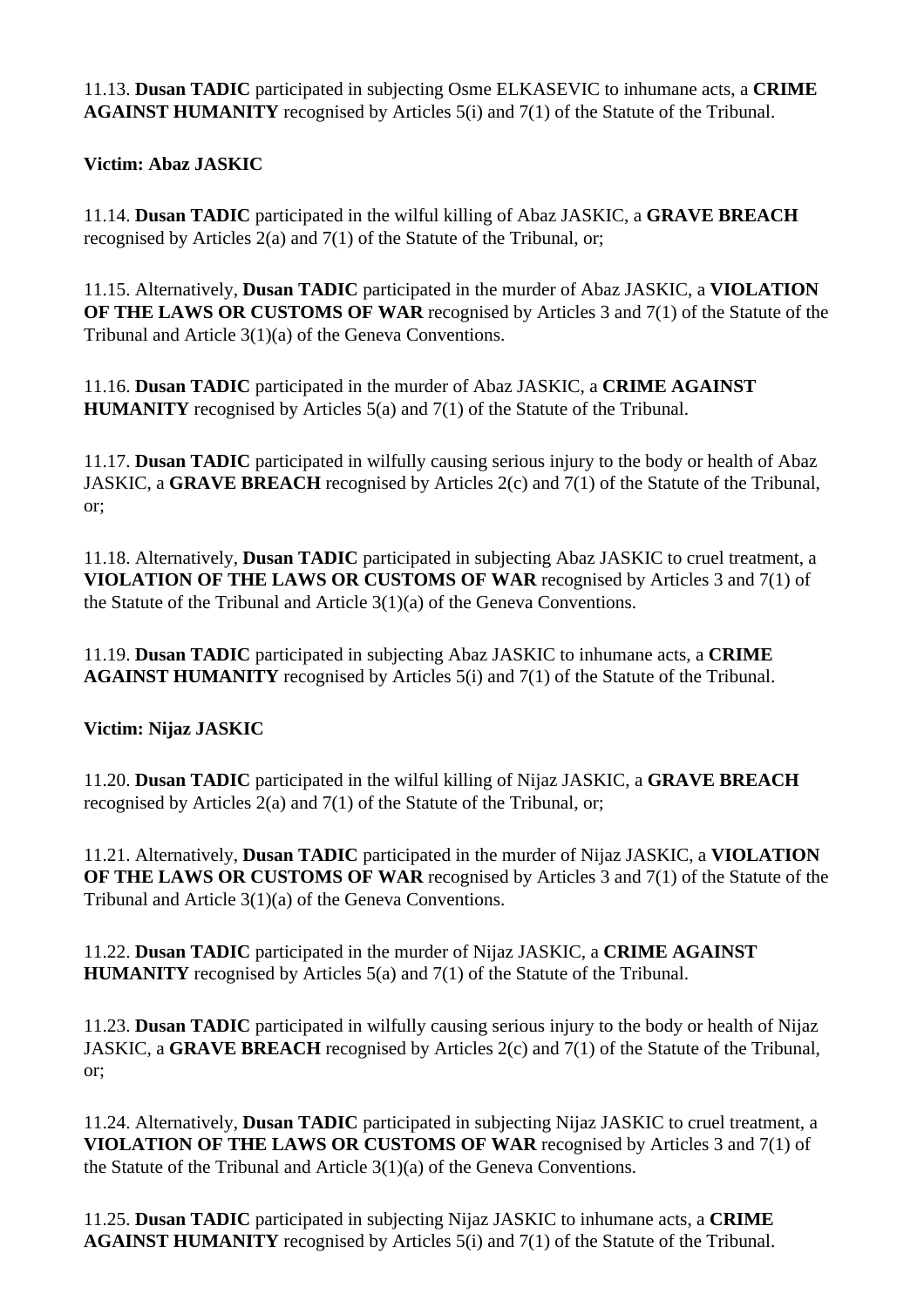11.13. **Dusan TADIC** participated in subjecting Osme ELKASEVIC to inhumane acts, a **CRIME AGAINST HUMANITY** recognised by Articles 5(i) and 7(1) of the Statute of the Tribunal.

**Victim: Abaz JASKIC**

11.14. **Dusan TADIC** participated in the wilful killing of Abaz JASKIC, a **GRAVE BREACH** recognised by Articles 2(a) and 7(1) of the Statute of the Tribunal, or;

11.15. Alternatively, **Dusan TADIC** participated in the murder of Abaz JASKIC, a **VIOLATION OF THE LAWS OR CUSTOMS OF WAR** recognised by Articles 3 and 7(1) of the Statute of the Tribunal and Article 3(1)(a) of the Geneva Conventions.

11.16. **Dusan TADIC** participated in the murder of Abaz JASKIC, a **CRIME AGAINST HUMANITY** recognised by Articles 5(a) and 7(1) of the Statute of the Tribunal.

11.17. **Dusan TADIC** participated in wilfully causing serious injury to the body or health of Abaz JASKIC, a **GRAVE BREACH** recognised by Articles 2(c) and 7(1) of the Statute of the Tribunal, or;

11.18. Alternatively, **Dusan TADIC** participated in subjecting Abaz JASKIC to cruel treatment, a **VIOLATION OF THE LAWS OR CUSTOMS OF WAR** recognised by Articles 3 and 7(1) of the Statute of the Tribunal and Article 3(1)(a) of the Geneva Conventions.

11.19. **Dusan TADIC** participated in subjecting Abaz JASKIC to inhumane acts, a **CRIME AGAINST HUMANITY** recognised by Articles 5(i) and 7(1) of the Statute of the Tribunal.

**Victim: Nijaz JASKIC**

11.20. **Dusan TADIC** participated in the wilful killing of Nijaz JASKIC, a **GRAVE BREACH** recognised by Articles 2(a) and 7(1) of the Statute of the Tribunal, or;

11.21. Alternatively, **Dusan TADIC** participated in the murder of Nijaz JASKIC, a **VIOLATION OF THE LAWS OR CUSTOMS OF WAR** recognised by Articles 3 and 7(1) of the Statute of the Tribunal and Article 3(1)(a) of the Geneva Conventions.

11.22. **Dusan TADIC** participated in the murder of Nijaz JASKIC, a **CRIME AGAINST HUMANITY** recognised by Articles 5(a) and 7(1) of the Statute of the Tribunal.

11.23. **Dusan TADIC** participated in wilfully causing serious injury to the body or health of Nijaz JASKIC, a **GRAVE BREACH** recognised by Articles 2(c) and 7(1) of the Statute of the Tribunal, or;

11.24. Alternatively, **Dusan TADIC** participated in subjecting Nijaz JASKIC to cruel treatment, a **VIOLATION OF THE LAWS OR CUSTOMS OF WAR** recognised by Articles 3 and 7(1) of the Statute of the Tribunal and Article 3(1)(a) of the Geneva Conventions.

11.25. **Dusan TADIC** participated in subjecting Nijaz JASKIC to inhumane acts, a **CRIME AGAINST HUMANITY** recognised by Articles 5(i) and 7(1) of the Statute of the Tribunal.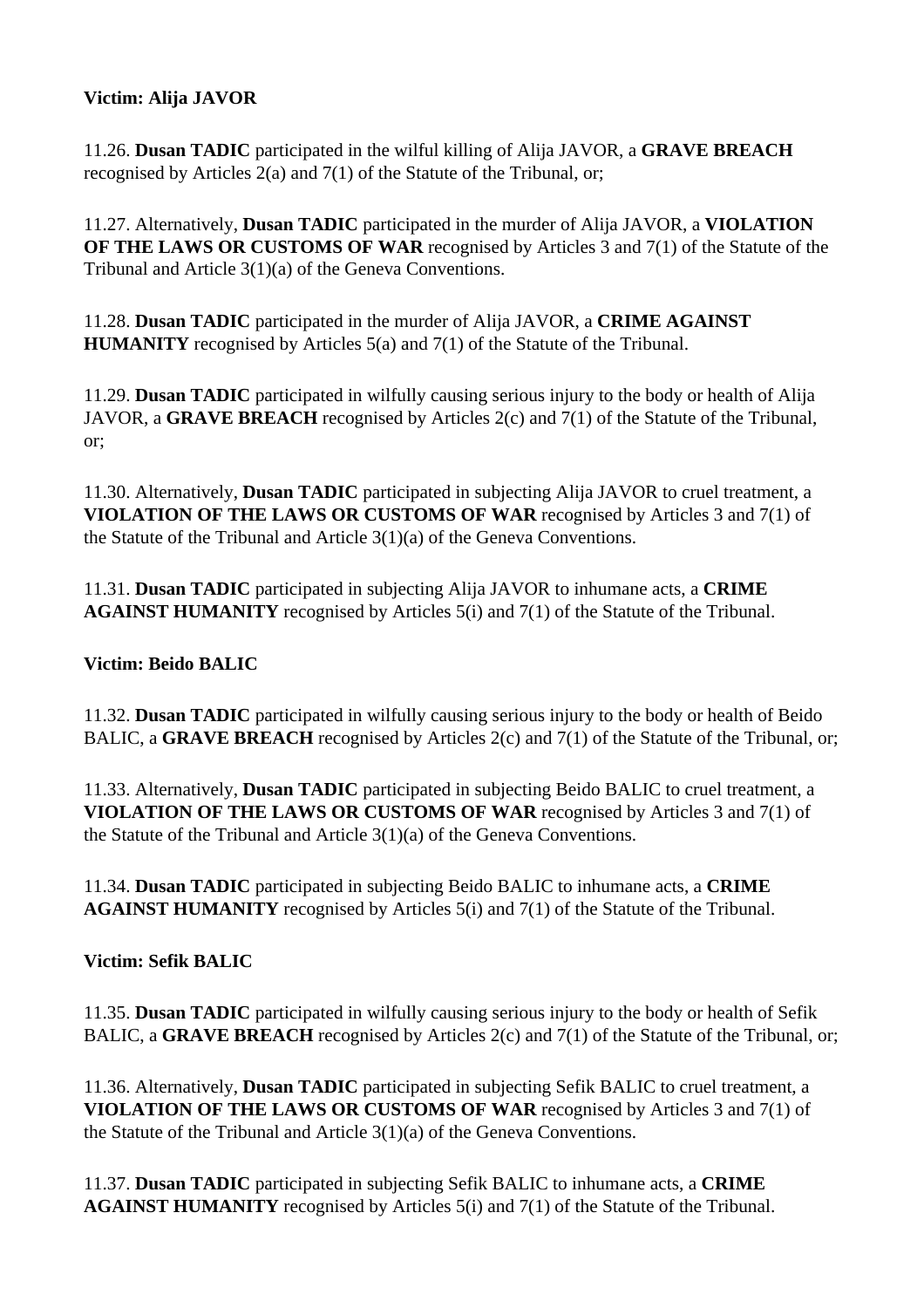**Victim: Alija JAVOR**

11.26. **Dusan TADIC** participated in the wilful killing of Alija JAVOR, a **GRAVE BREACH** recognised by Articles 2(a) and 7(1) of the Statute of the Tribunal, or;

11.27. Alternatively, **Dusan TADIC** participated in the murder of Alija JAVOR, a **VIOLATION OF THE LAWS OR CUSTOMS OF WAR** recognised by Articles 3 and 7(1) of the Statute of the Tribunal and Article 3(1)(a) of the Geneva Conventions.

11.28. **Dusan TADIC** participated in the murder of Alija JAVOR, a **CRIME AGAINST HUMANITY** recognised by Articles 5(a) and 7(1) of the Statute of the Tribunal.

11.29. **Dusan TADIC** participated in wilfully causing serious injury to the body or health of Alija JAVOR, a **GRAVE BREACH** recognised by Articles 2(c) and 7(1) of the Statute of the Tribunal, or;

11.30. Alternatively, **Dusan TADIC** participated in subjecting Alija JAVOR to cruel treatment, a **VIOLATION OF THE LAWS OR CUSTOMS OF WAR** recognised by Articles 3 and 7(1) of the Statute of the Tribunal and Article 3(1)(a) of the Geneva Conventions.

11.31. **Dusan TADIC** participated in subjecting Alija JAVOR to inhumane acts, a **CRIME AGAINST HUMANITY** recognised by Articles 5(i) and 7(1) of the Statute of the Tribunal.

**Victim: Beido BALIC**

11.32. **Dusan TADIC** participated in wilfully causing serious injury to the body or health of Beido BALIC, a **GRAVE BREACH** recognised by Articles 2(c) and 7(1) of the Statute of the Tribunal, or;

11.33. Alternatively, **Dusan TADIC** participated in subjecting Beido BALIC to cruel treatment, a **VIOLATION OF THE LAWS OR CUSTOMS OF WAR** recognised by Articles 3 and 7(1) of the Statute of the Tribunal and Article 3(1)(a) of the Geneva Conventions.

11.34. **Dusan TADIC** participated in subjecting Beido BALIC to inhumane acts, a **CRIME AGAINST HUMANITY** recognised by Articles 5(i) and 7(1) of the Statute of the Tribunal.

**Victim: Sefik BALIC**

11.35. **Dusan TADIC** participated in wilfully causing serious injury to the body or health of Sefik BALIC, a **GRAVE BREACH** recognised by Articles 2(c) and 7(1) of the Statute of the Tribunal, or;

11.36. Alternatively, **Dusan TADIC** participated in subjecting Sefik BALIC to cruel treatment, a **VIOLATION OF THE LAWS OR CUSTOMS OF WAR** recognised by Articles 3 and 7(1) of the Statute of the Tribunal and Article 3(1)(a) of the Geneva Conventions.

11.37. **Dusan TADIC** participated in subjecting Sefik BALIC to inhumane acts, a **CRIME AGAINST HUMANITY** recognised by Articles 5(i) and 7(1) of the Statute of the Tribunal.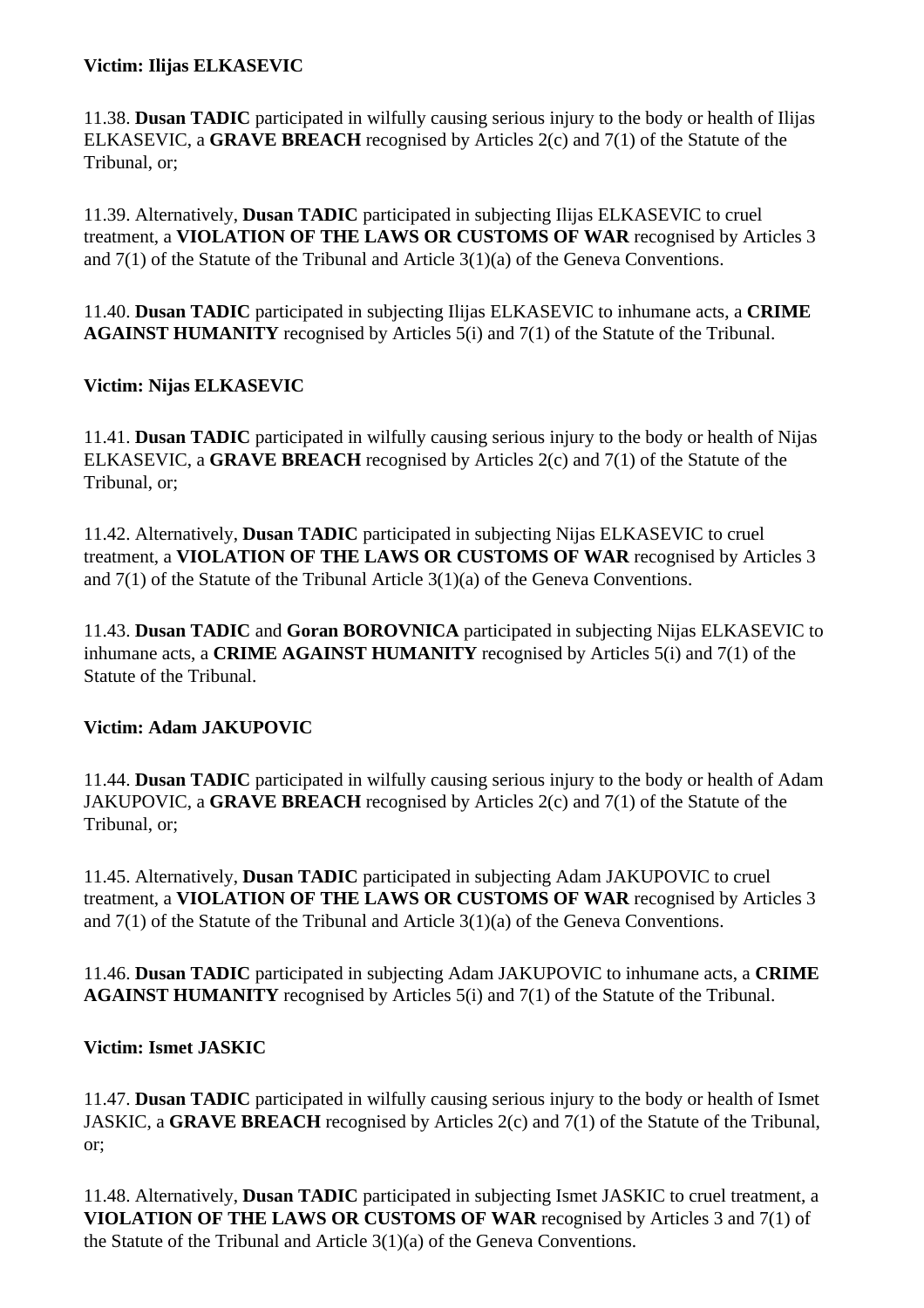**Victim: Ilijas ELKASEVIC**

11.38. **Dusan TADIC** participated in wilfully causing serious injury to the body or health of Ilijas ELKASEVIC, a **GRAVE BREACH** recognised by Articles 2(c) and 7(1) of the Statute of the Tribunal, or;

11.39. Alternatively, **Dusan TADIC** participated in subjecting Ilijas ELKASEVIC to cruel treatment, a **VIOLATION OF THE LAWS OR CUSTOMS OF WAR** recognised by Articles 3 and 7(1) of the Statute of the Tribunal and Article 3(1)(a) of the Geneva Conventions.

11.40. **Dusan TADIC** participated in subjecting Ilijas ELKASEVIC to inhumane acts, a **CRIME AGAINST HUMANITY** recognised by Articles 5(i) and 7(1) of the Statute of the Tribunal.

**Victim: Nijas ELKASEVIC**

11.41. **Dusan TADIC** participated in wilfully causing serious injury to the body or health of Nijas ELKASEVIC, a **GRAVE BREACH** recognised by Articles 2(c) and 7(1) of the Statute of the Tribunal, or;

11.42. Alternatively, **Dusan TADIC** participated in subjecting Nijas ELKASEVIC to cruel treatment, a **VIOLATION OF THE LAWS OR CUSTOMS OF WAR** recognised by Articles 3 and 7(1) of the Statute of the Tribunal Article 3(1)(a) of the Geneva Conventions.

11.43. **Dusan TADIC** and **Goran BOROVNICA** participated in subjecting Nijas ELKASEVIC to inhumane acts, a **CRIME AGAINST HUMANITY** recognised by Articles 5(i) and 7(1) of the Statute of the Tribunal.

**Victim: Adam JAKUPOVIC**

11.44. **Dusan TADIC** participated in wilfully causing serious injury to the body or health of Adam JAKUPOVIC, a **GRAVE BREACH** recognised by Articles 2(c) and 7(1) of the Statute of the Tribunal, or;

11.45. Alternatively, **Dusan TADIC** participated in subjecting Adam JAKUPOVIC to cruel treatment, a **VIOLATION OF THE LAWS OR CUSTOMS OF WAR** recognised by Articles 3 and 7(1) of the Statute of the Tribunal and Article 3(1)(a) of the Geneva Conventions.

11.46. **Dusan TADIC** participated in subjecting Adam JAKUPOVIC to inhumane acts, a **CRIME AGAINST HUMANITY** recognised by Articles 5(i) and 7(1) of the Statute of the Tribunal.

**Victim: Ismet JASKIC**

11.47. **Dusan TADIC** participated in wilfully causing serious injury to the body or health of Ismet JASKIC, a **GRAVE BREACH** recognised by Articles 2(c) and 7(1) of the Statute of the Tribunal, or;

11.48. Alternatively, **Dusan TADIC** participated in subjecting Ismet JASKIC to cruel treatment, a **VIOLATION OF THE LAWS OR CUSTOMS OF WAR** recognised by Articles 3 and 7(1) of the Statute of the Tribunal and Article 3(1)(a) of the Geneva Conventions.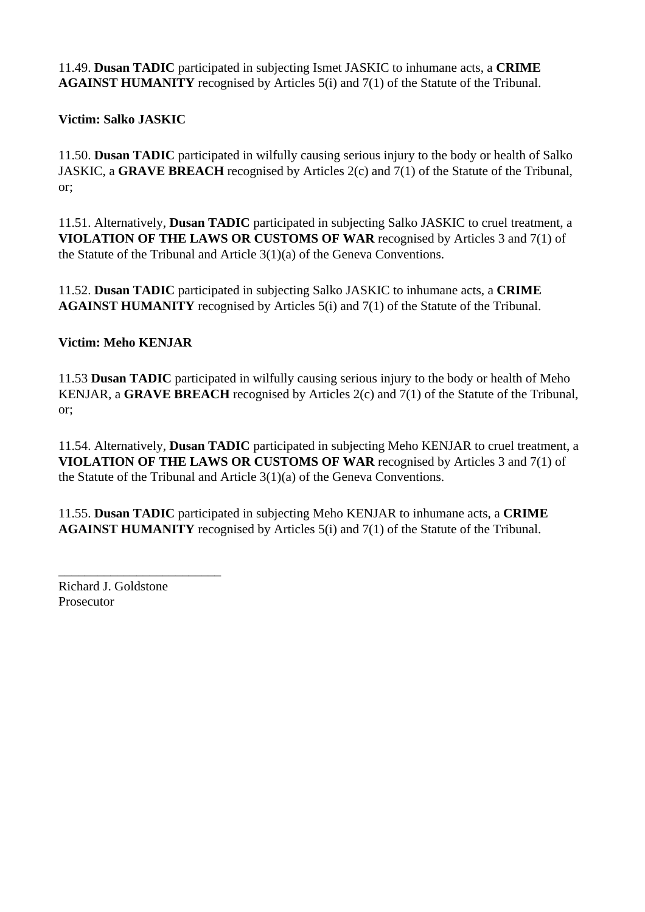11.49. **Dusan TADIC** participated in subjecting Ismet JASKIC to inhumane acts, a **CRIME AGAINST HUMANITY** recognised by Articles 5(i) and 7(1) of the Statute of the Tribunal.

**Victim: Salko JASKIC**

11.50. **Dusan TADIC** participated in wilfully causing serious injury to the body or health of Salko JASKIC, a **GRAVE BREACH** recognised by Articles 2(c) and 7(1) of the Statute of the Tribunal, or;

11.51. Alternatively, **Dusan TADIC** participated in subjecting Salko JASKIC to cruel treatment, a **VIOLATION OF THE LAWS OR CUSTOMS OF WAR** recognised by Articles 3 and 7(1) of the Statute of the Tribunal and Article 3(1)(a) of the Geneva Conventions.

11.52. **Dusan TADIC** participated in subjecting Salko JASKIC to inhumane acts, a **CRIME AGAINST HUMANITY** recognised by Articles 5(i) and 7(1) of the Statute of the Tribunal.

**Victim: Meho KENJAR**

11.53 **Dusan TADIC** participated in wilfully causing serious injury to the body or health of Meho KENJAR, a **GRAVE BREACH** recognised by Articles 2(c) and 7(1) of the Statute of the Tribunal, or;

11.54. Alternatively, **Dusan TADIC** participated in subjecting Meho KENJAR to cruel treatment, a **VIOLATION OF THE LAWS OR CUSTOMS OF WAR** recognised by Articles 3 and 7(1) of the Statute of the Tribunal and Article 3(1)(a) of the Geneva Conventions.

11.55. **Dusan TADIC** participated in subjecting Meho KENJAR to inhumane acts, a **CRIME AGAINST HUMANITY** recognised by Articles 5(i) and 7(1) of the Statute of the Tribunal.

\_\_\_\_\_\_\_\_\_\_\_\_\_\_\_\_\_\_\_\_\_\_\_\_\_

Richard J. Goldstone
Prosecutor